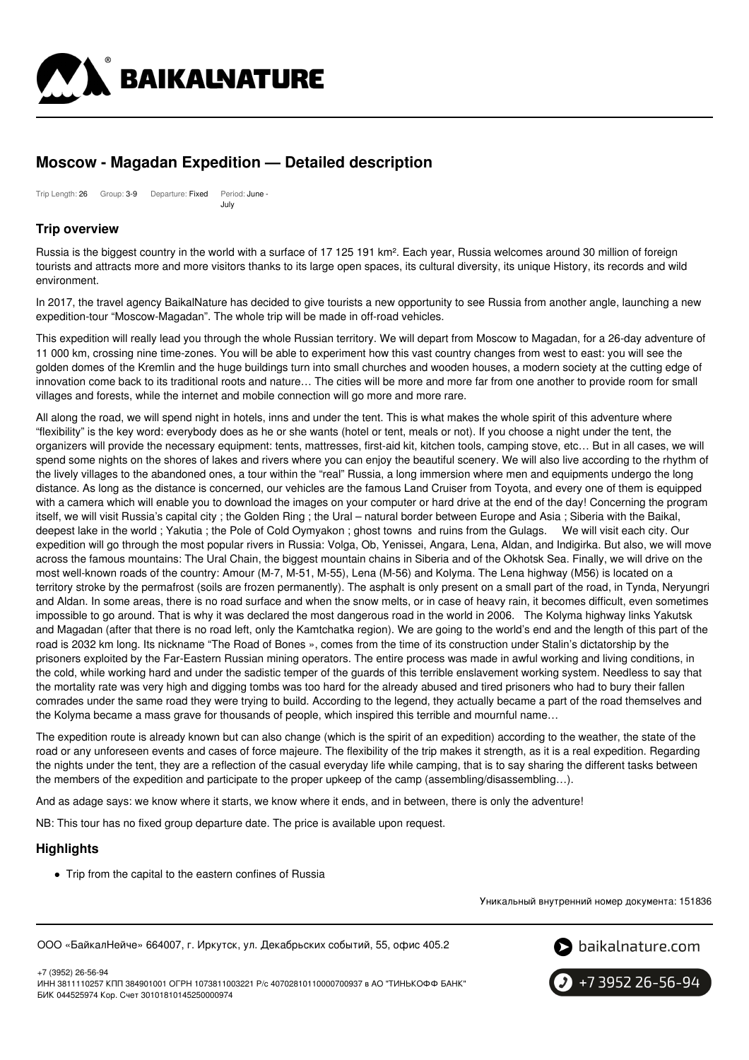# Moscow - Magadan Expedition — Detailed description

Trip Length: **26** Group: **3-9** Departure: **Fixed** Period: **June - July**

## Trip overview

Russia is the biggest country in the world with a surface of 17 125 191 km². Each year, Russia welcomes around 30 million of foreign tourists and attracts more and more visitors thanks to its large open spaces, its cultural diversity, its unique History, its records and wild environment.

In 2017, the travel agency BaikalNature has decided to give tourists a new opportunity to see Russia from another angle, launching a new expedition-tour "Moscow-Magadan". The whole trip will be made in off-road vehicles.

This expedition will really lead you through the whole Russian territory. We will depart from Moscow to Magadan, for a 26-day adventure of 11 000 km, crossing nine time-zones. You will be able to experiment how this vast country changes from west to east: you will see the golden domes of the Kremlin and the huge buildings turn into small churches and wooden houses, a modern society at the cutting edge of innovation come back to its traditional roots and nature… The cities will be more and more far from one another to provide room for small villages and forests, while the internet and mobile connection will go more and more rare.

All along the road, we will spend night in hotels, inns and under the tent. This is what makes the whole spirit of this adventure where "flexibility" is the key word: everybody does as he or she wants (hotel or tent, meals or not). If you choose a night under the tent, the organizers will provide the necessary equipment: tents, mattresses, first-aid kit, kitchen tools, camping stove, etc… But in all cases, we will spend some nights on the shores of lakes and rivers where you can enjoy the beautiful scenery. We will also live according to the rhythm of the lively villages to the abandoned ones, a tour within the "real" Russia, a long immersion where men and equipments undergo the long distance. As long as the distance is concerned, our vehicles are the famous Land Cruiser from Toyota, and every one of them is equipped with a camera which will enable you to download the images on your computer or hard drive at the end of the day! Concerning the program itself, we will visit Russia's capital city ; the Golden Ring ; the Ural – natural border between Europe and Asia ; Siberia with the Baikal, deepest lake in the world ; Yakutia ; the Pole of Cold Oymyakon ; ghost towns and ruins from the Gulags. We will visit each city. Our expedition will go through the most popular rivers in Russia: Volga, Ob, Yenissei, Angara, Lena, Aldan, and Indigirka. But also, we will move across the famous mountains: The Ural Chain, the biggest mountain chains in Siberia and of the Okhotsk Sea. Finally, we will drive on the most well-known roads of the country: Amour (M-7, M-51, M-55), Lena (M-56) and Kolyma. The Lena highway (M56) is located on a territory stroke by the permafrost (soils are frozen permanently). The asphalt is only present on a small part of the road, in Tynda, Neryungri and Aldan. In some areas, there is no road surface and when the snow melts, or in case of heavy rain, it becomes difficult, even sometimes impossible to go around. That is why it was declared the most dangerous road in the world in 2006. The Kolyma highway links Yakutsk and Magadan (after that there is no road left, only the Kamtchatka region). We are going to the world's end and the length of this part of the road is 2032 km long. Its nickname "The Road of Bones », comes from the time of its construction under Stalin's dictatorship by the prisoners exploited by the Far-Eastern Russian mining operators. The entire process was made in awful working and living conditions, in the cold, while working hard and under the sadistic temper of the guards of this terrible enslavement working system. Needless to say that the mortality rate was very high and digging tombs was too hard for the already abused and tired prisoners who had to bury their fallen comrades under the same road they were trying to build. According to the legend, they actually became a part of the road themselves and the Kolyma became a mass grave for thousands of people, which inspired this terrible and mournful name…

The expedition route is already known but can also change (which is the spirit of an expedition) according to the weather, the state of the road or any unforeseen events and cases of force majeure. The flexibility of the trip makes it strength, as it is a real expedition. Regarding the nights under the tent, they are a reflection of the casual everyday life while camping, that is to say sharing the different tasks between the members of the expedition and participate to the proper upkeep of the camp (assembling/disassembling…).

And as adage says: we know where it starts, we know where it ends, and in between, there is only the adventure!

NB: This tour has no fixed group departure date. The price is available upon request.

## Highlights

- Trip from the capital to the eastern confines of Russia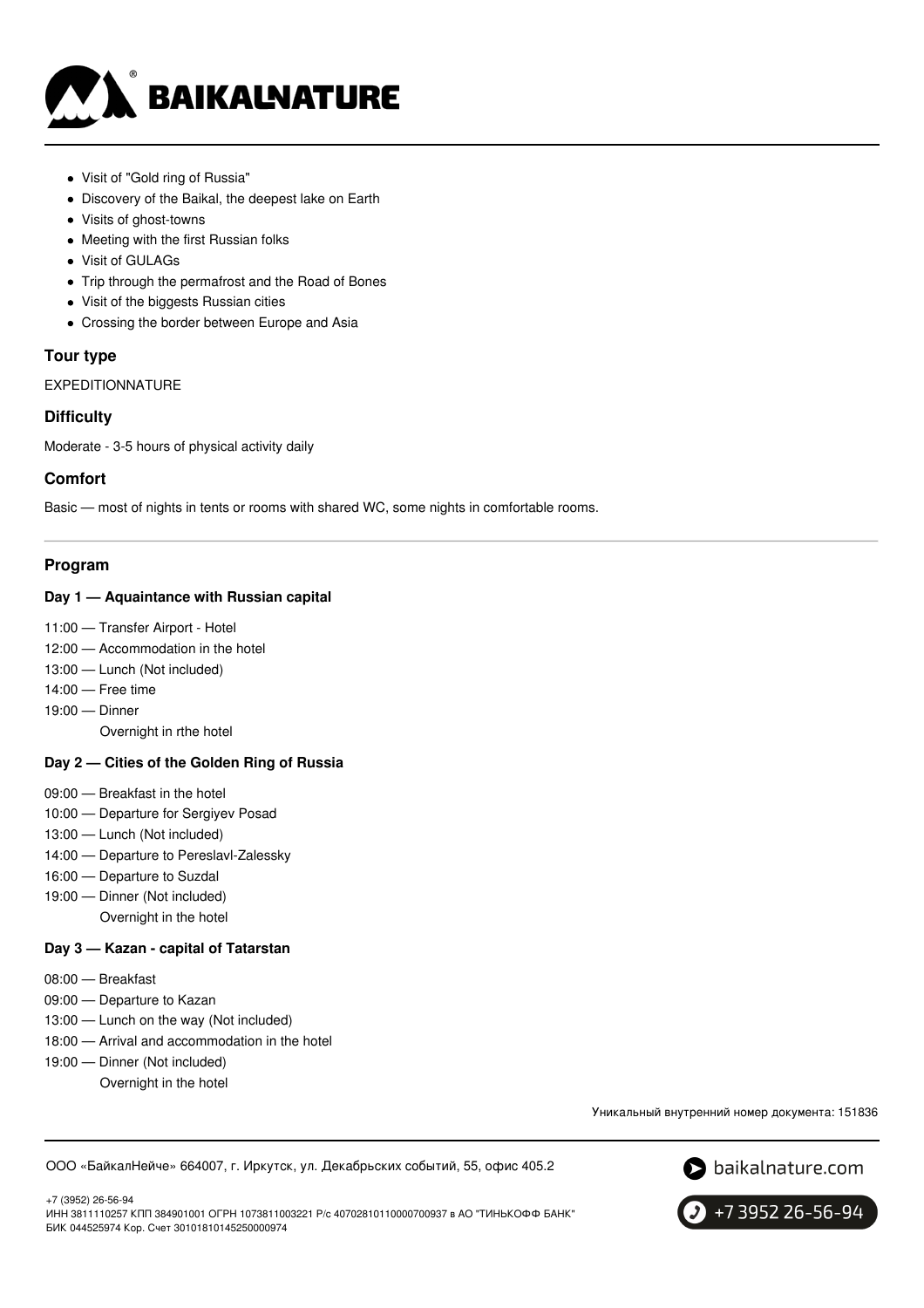- Visit of "Gold ring of Russia"
- Discovery of the Baikal, the deepest lake on Earth
- Visits of ghost-towns
- Meeting with the first Russian folks
- Visit of GULAGs
- Trip through the permafrost and the Road of Bones
- Visit of the biggests Russian cities
- Crossing the border between Europe and Asia

### Tour type

EXPEDITIONNATURE

### Difficulty

Moderate - 3-5 hours of physical activity daily

### Comfort

Basic — most of nights in tents or rooms with shared WC, some nights in comfortable rooms.

---

### Program

#### Day 1 — Aquaintance with Russian capital

11:00 — Transfer Airport - Hotel
12:00 — Accommodation in the hotel
13:00 — Lunch (Not included)
14:00 — Free time
19:00 — Dinner
Overnight in rthe hotel

#### Day 2 — Cities of the Golden Ring of Russia

09:00 — Breakfast in the hotel
10:00 — Departure for Sergiyev Posad
13:00 — Lunch (Not included)
14:00 — Departure to Pereslavl-Zalessky
16:00 — Departure to Suzdal
19:00 — Dinner (Not included)
Overnight in the hotel

#### Day 3 — Kazan - capital of Tatarstan

08:00 — Breakfast
09:00 — Departure to Kazan
13:00 — Lunch on the way (Not included)
18:00 — Arrival and accommodation in the hotel
19:00 — Dinner (Not included)
Overnight in the hotel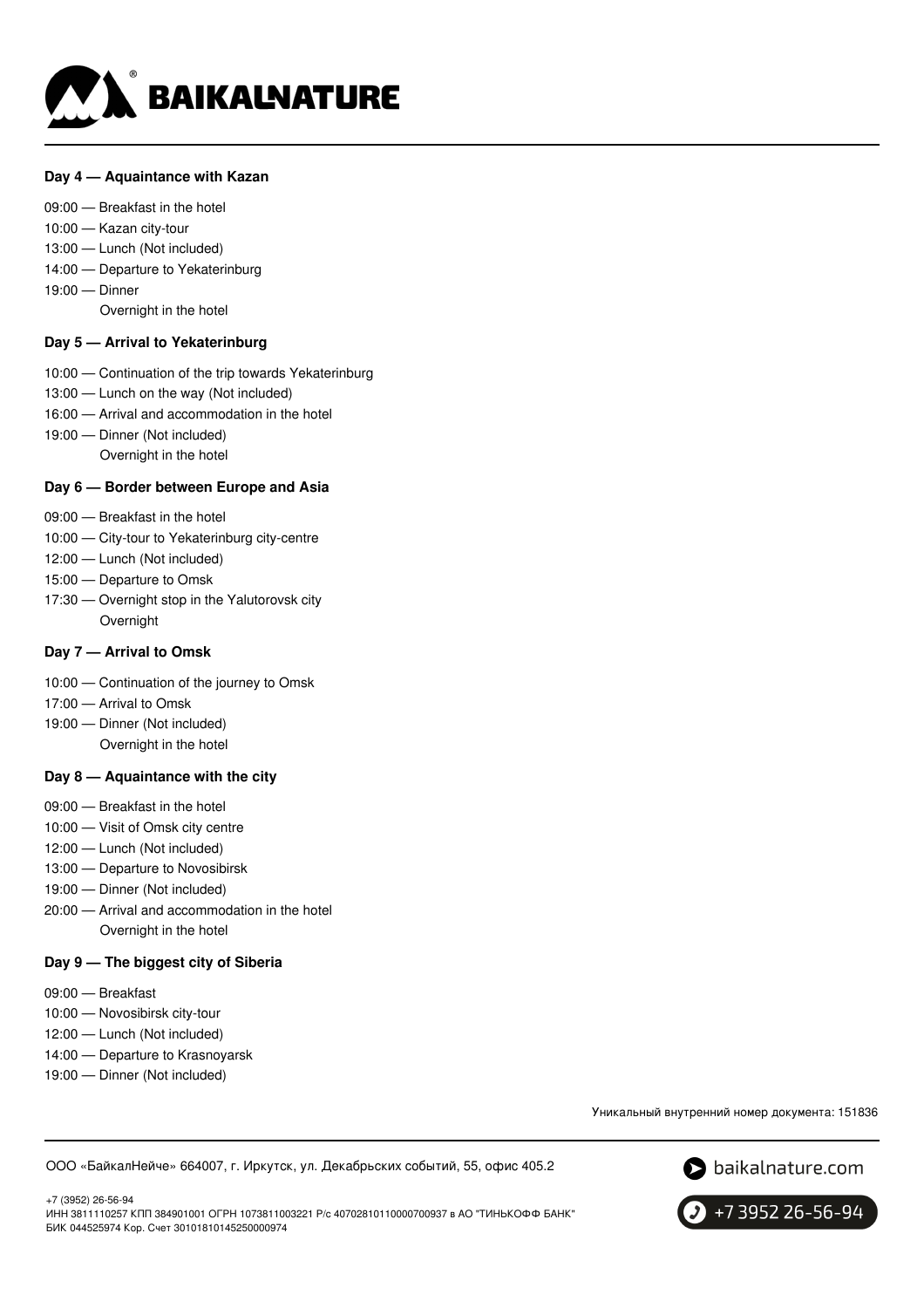### Day 4 — Aquaintance with Kazan

09:00 — Breakfast in the hotel
10:00 — Kazan city-tour
13:00 — Lunch (Not included)
14:00 — Departure to Yekaterinburg
19:00 — Dinner
Overnight in the hotel

### Day 5 — Arrival to Yekaterinburg

10:00 — Continuation of the trip towards Yekaterinburg
13:00 — Lunch on the way (Not included)
16:00 — Arrival and accommodation in the hotel
19:00 — Dinner (Not included)
Overnight in the hotel

### Day 6 — Border between Europe and Asia

09:00 — Breakfast in the hotel
10:00 — City-tour to Yekaterinburg city-centre
12:00 — Lunch (Not included)
15:00 — Departure to Omsk
17:30 — Overnight stop in the Yalutorovsk city
Overnight

### Day 7 — Arrival to Omsk

10:00 — Continuation of the journey to Omsk
17:00 — Arrival to Omsk
19:00 — Dinner (Not included)
Overnight in the hotel

### Day 8 — Aquaintance with the city

09:00 — Breakfast in the hotel
10:00 — Visit of Omsk city centre
12:00 — Lunch (Not included)
13:00 — Departure to Novosibirsk
19:00 — Dinner (Not included)
20:00 — Arrival and accommodation in the hotel
Overnight in the hotel

### Day 9 — The biggest city of Siberia

09:00 — Breakfast
10:00 — Novosibirsk city-tour
12:00 — Lunch (Not included)
14:00 — Departure to Krasnoyarsk
19:00 — Dinner (Not included)

Уникальный внутренний номер документа: 151836

ООО «БайкалНейче» 664007, г. Иркутск, ул. Декабрьских событий, 55, офис 405.2

+7 (3952) 26-56-94
ИНН 3811110257 КПП 384901001 ОГРН 1073811003221 Р/с 40702810110000700937 в АО "ТИНЬКОФФ БАНК"
БИК 044525974 Кор. Счет 30101810145250000974

baikalnature.com
+7 3952 26-56-94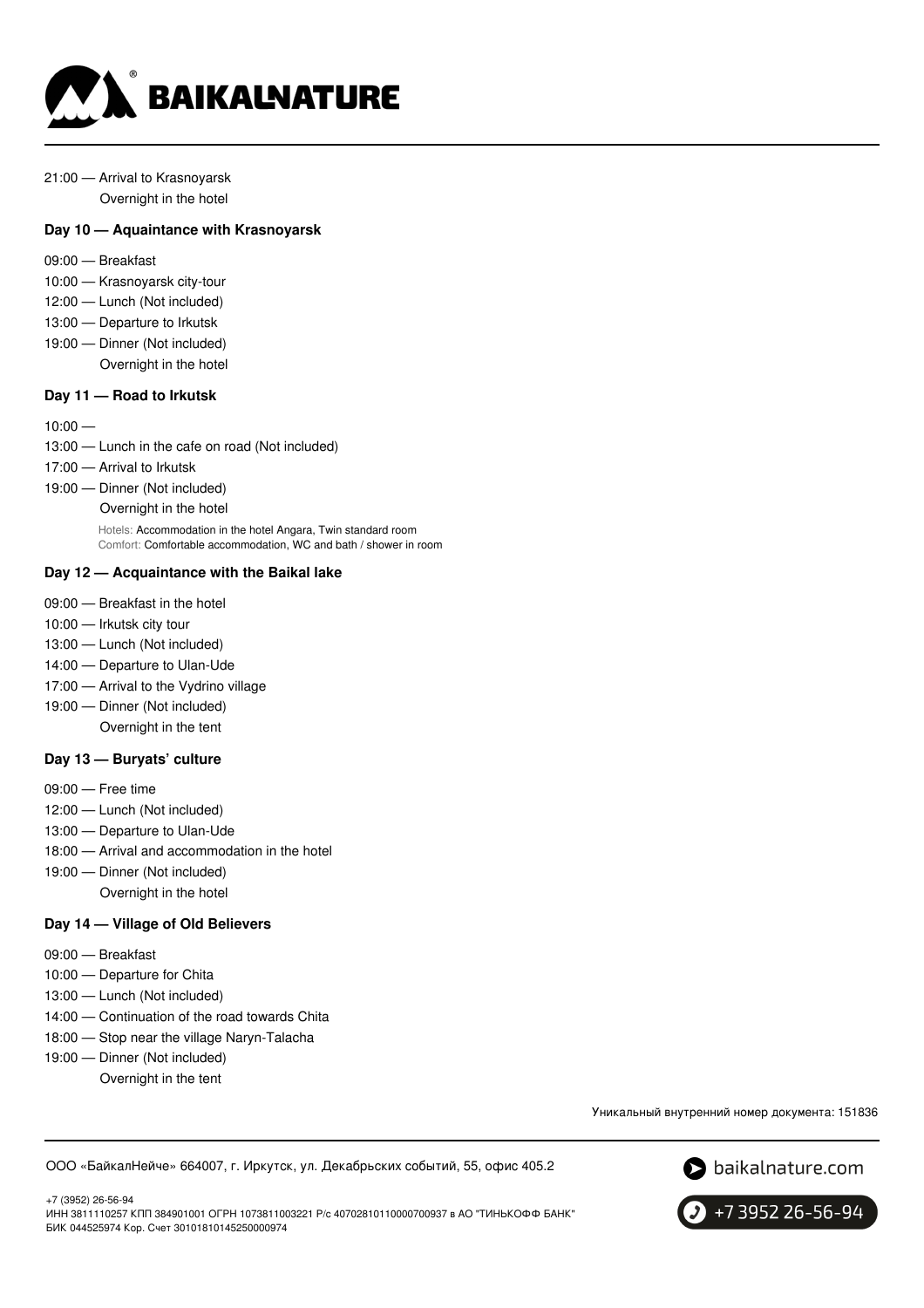21:00 — Arrival to Krasnoyarsk
Overnight in the hotel

### Day 10 — Aquaintance with Krasnoyarsk

09:00 — Breakfast
10:00 — Krasnoyarsk city-tour
12:00 — Lunch (Not included)
13:00 — Departure to Irkutsk
19:00 — Dinner (Not included)
Overnight in the hotel

### Day 11 — Road to Irkutsk

10:00 —
13:00 — Lunch in the cafe on road (Not included)
17:00 — Arrival to Irkutsk
19:00 — Dinner (Not included)
Overnight in the hotel

Hotels: Accommodation in the hotel Angara, Twin standard room
Comfort: Comfortable accommodation, WC and bath / shower in room

### Day 12 — Acquaintance with the Baikal lake

09:00 — Breakfast in the hotel
10:00 — Irkutsk city tour
13:00 — Lunch (Not included)
14:00 — Departure to Ulan-Ude
17:00 — Arrival to the Vydrino village
19:00 — Dinner (Not included)
Overnight in the tent

### Day 13 — Buryats' culture

09:00 — Free time
12:00 — Lunch (Not included)
13:00 — Departure to Ulan-Ude
18:00 — Arrival and accommodation in the hotel
19:00 — Dinner (Not included)
Overnight in the hotel

### Day 14 — Village of Old Believers

09:00 — Breakfast
10:00 — Departure for Chita
13:00 — Lunch (Not included)
14:00 — Continuation of the road towards Chita
18:00 — Stop near the village Naryn-Talacha
19:00 — Dinner (Not included)
Overnight in the tent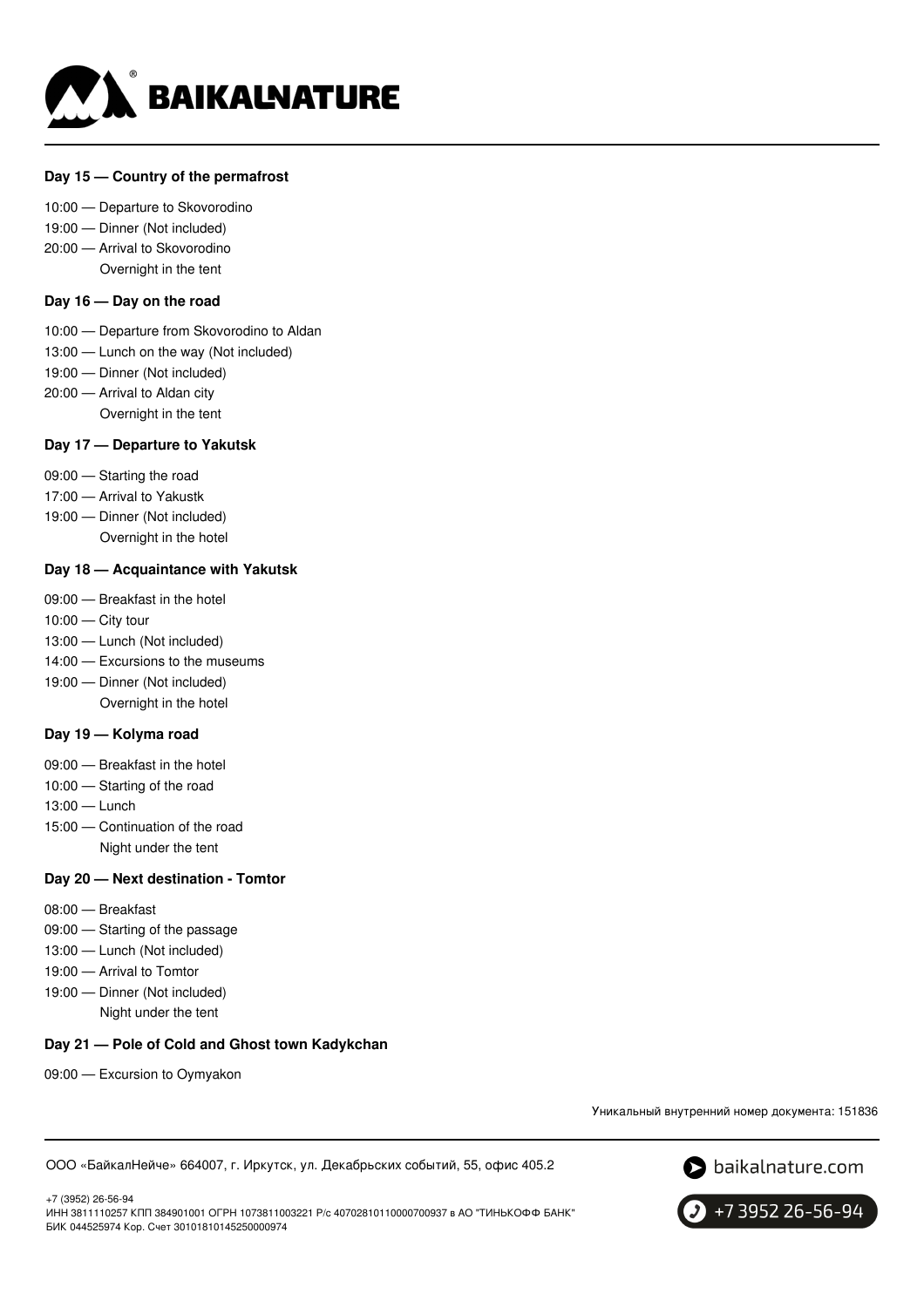### Day 15 — Country of the permafrost

10:00 — Departure to Skovorodino
19:00 — Dinner (Not included)
20:00 — Arrival to Skovorodino
Overnight in the tent

### Day 16 — Day on the road

10:00 — Departure from Skovorodino to Aldan
13:00 — Lunch on the way (Not included)
19:00 — Dinner (Not included)
20:00 — Arrival to Aldan city
Overnight in the tent

### Day 17 — Departure to Yakutsk

09:00 — Starting the road
17:00 — Arrival to Yakustk
19:00 — Dinner (Not included)
Overnight in the hotel

### Day 18 — Acquaintance with Yakutsk

09:00 — Breakfast in the hotel
10:00 — City tour
13:00 — Lunch (Not included)
14:00 — Excursions to the museums
19:00 — Dinner (Not included)
Overnight in the hotel

### Day 19 — Kolyma road

09:00 — Breakfast in the hotel
10:00 — Starting of the road
13:00 — Lunch
15:00 — Continuation of the road
Night under the tent

### Day 20 — Next destination - Tomtor

08:00 — Breakfast
09:00 — Starting of the passage
13:00 — Lunch (Not included)
19:00 — Arrival to Tomtor
19:00 — Dinner (Not included)
Night under the tent

### Day 21 — Pole of Cold and Ghost town Kadykchan

09:00 — Excursion to Oymyakon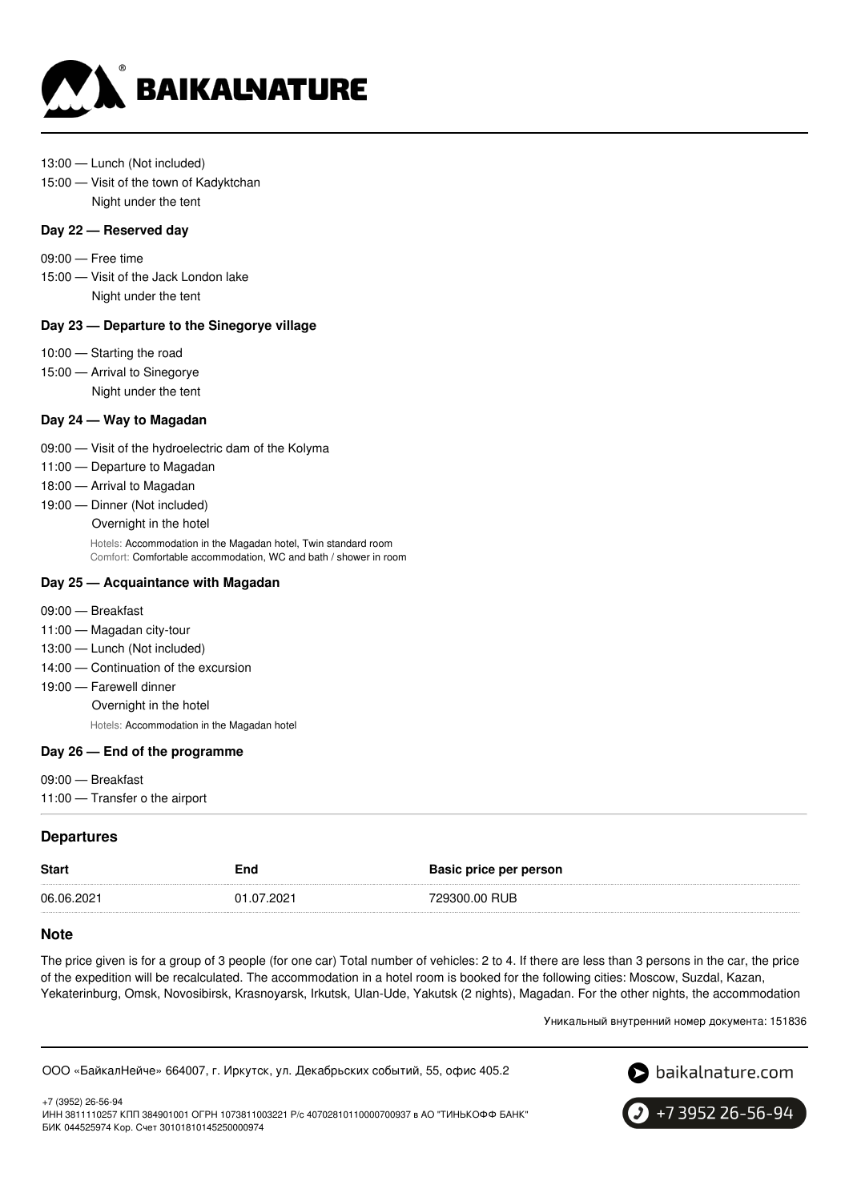13:00 — Lunch (Not included)

15:00 — Visit of the town of Kadyktchan

Night under the tent

### Day 22 — Reserved day

09:00 — Free time

15:00 — Visit of the Jack London lake

Night under the tent

### Day 23 — Departure to the Sinegorye village

10:00 — Starting the road

15:00 — Arrival to Sinegorye

Night under the tent

### Day 24 — Way to Magadan

09:00 — Visit of the hydroelectric dam of the Kolyma

11:00 — Departure to Magadan

18:00 — Arrival to Magadan

19:00 — Dinner (Not included)

Overnight in the hotel

Hotels: Accommodation in the Magadan hotel, Twin standard room
Comfort: Comfortable accommodation, WC and bath / shower in room

### Day 25 — Acquaintance with Magadan

09:00 — Breakfast

11:00 — Magadan city-tour

13:00 — Lunch (Not included)

14:00 — Continuation of the excursion

19:00 — Farewell dinner

Overnight in the hotel

Hotels: Accommodation in the Magadan hotel

### Day 26 — End of the programme

09:00 — Breakfast

11:00 — Transfer o the airport

## Departures

| Start | End | Basic price per person |
|---|---|---|
| 06.06.2021 | 01.07.2021 | 729300.00 RUB |

## Note

The price given is for a group of 3 people (for one car) Total number of vehicles: 2 to 4. If there are less than 3 persons in the car, the price of the expedition will be recalculated. The accommodation in a hotel room is booked for the following cities: Moscow, Suzdal, Kazan, Yekaterinburg, Omsk, Novosibirsk, Krasnoyarsk, Irkutsk, Ulan-Ude, Yakutsk (2 nights), Magadan. For the other nights, the accommodation

Уникальный внутренний номер документа: 151836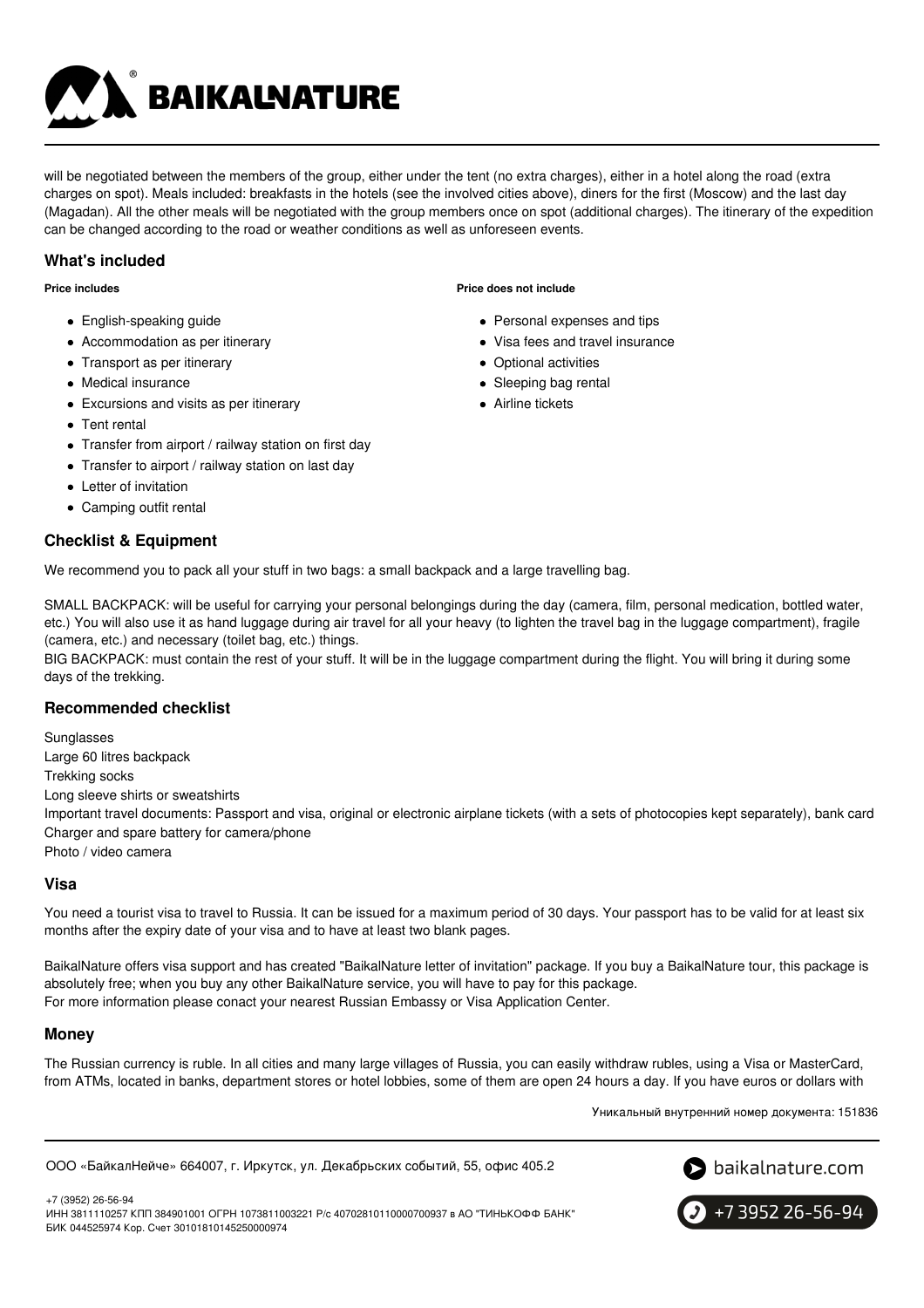will be negotiated between the members of the group, either under the tent (no extra charges), either in a hotel along the road (extra charges on spot). Meals included: breakfasts in the hotels (see the involved cities above), diners for the first (Moscow) and the last day (Magadan). All the other meals will be negotiated with the group members once on spot (additional charges). The itinerary of the expedition can be changed according to the road or weather conditions as well as unforeseen events.

## What's included

**Price includes**

- English-speaking guide
- Accommodation as per itinerary
- Transport as per itinerary
- Medical insurance
- Excursions and visits as per itinerary
- Tent rental
- Transfer from airport / railway station on first day
- Transfer to airport / railway station on last day
- Letter of invitation
- Camping outfit rental

**Price does not include**

- Personal expenses and tips
- Visa fees and travel insurance
- Optional activities
- Sleeping bag rental
- Airline tickets

## Checklist & Equipment

We recommend you to pack all your stuff in two bags: a small backpack and a large travelling bag.

SMALL BACKPACK: will be useful for carrying your personal belongings during the day (camera, film, personal medication, bottled water, etc.) You will also use it as hand luggage during air travel for all your heavy (to lighten the travel bag in the luggage compartment), fragile (camera, etc.) and necessary (toilet bag, etc.) things.
BIG BACKPACK: must contain the rest of your stuff. It will be in the luggage compartment during the flight. You will bring it during some days of the trekking.

## Recommended checklist

Sunglasses
Large 60 litres backpack
Trekking socks
Long sleeve shirts or sweatshirts
Important travel documents: Passport and visa, original or electronic airplane tickets (with a sets of photocopies kept separately), bank card
Charger and spare battery for camera/phone
Photo / video camera

## Visa

You need a tourist visa to travel to Russia. It can be issued for a maximum period of 30 days. Your passport has to be valid for at least six months after the expiry date of your visa and to have at least two blank pages.

BaikalNature offers visa support and has created "BaikalNature letter of invitation" package. If you buy a BaikalNature tour, this package is absolutely free; when you buy any other BaikalNature service, you will have to pay for this package.
For more information please conact your nearest Russian Embassy or Visa Application Center.

## Money

The Russian currency is ruble. In all cities and many large villages of Russia, you can easily withdraw rubles, using a Visa or MasterCard, from ATMs, located in banks, department stores or hotel lobbies, some of them are open 24 hours a day. If you have euros or dollars with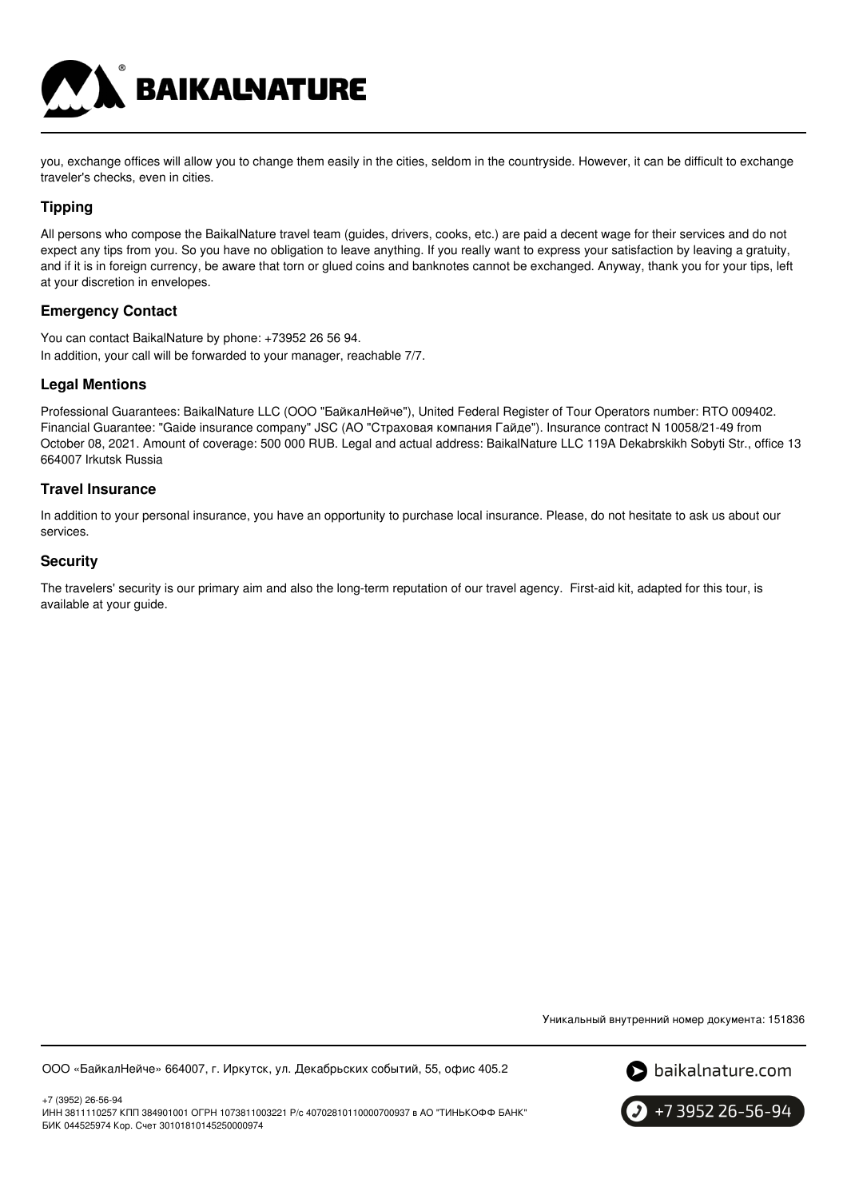you, exchange offices will allow you to change them easily in the cities, seldom in the countryside. However, it can be difficult to exchange traveler's checks, even in cities.

### Tipping

All persons who compose the BaikalNature travel team (guides, drivers, cooks, etc.) are paid a decent wage for their services and do not expect any tips from you. So you have no obligation to leave anything. If you really want to express your satisfaction by leaving a gratuity, and if it is in foreign currency, be aware that torn or glued coins and banknotes cannot be exchanged. Anyway, thank you for your tips, left at your discretion in envelopes.

### Emergency Contact

You can contact BaikalNature by phone: +73952 26 56 94.
In addition, your call will be forwarded to your manager, reachable 7/7.

### Legal Mentions

Professional Guarantees: BaikalNature LLC (ООО "БайкалНейче"), United Federal Register of Tour Operators number: RTO 009402. Financial Guarantee: "Gaide insurance company" JSC (АО "Страховая компания Гайде"). Insurance contract N 10058/21-49 from October 08, 2021. Amount of coverage: 500 000 RUB. Legal and actual address: BaikalNature LLC 119A Dekabrskikh Sobyti Str., office 13 664007 Irkutsk Russia

### Travel Insurance

In addition to your personal insurance, you have an opportunity to purchase local insurance. Please, do not hesitate to ask us about our services.

### Security

The travelers' security is our primary aim and also the long-term reputation of our travel agency. First-aid kit, adapted for this tour, is available at your guide.

Уникальный внутренний номер документа: 151836